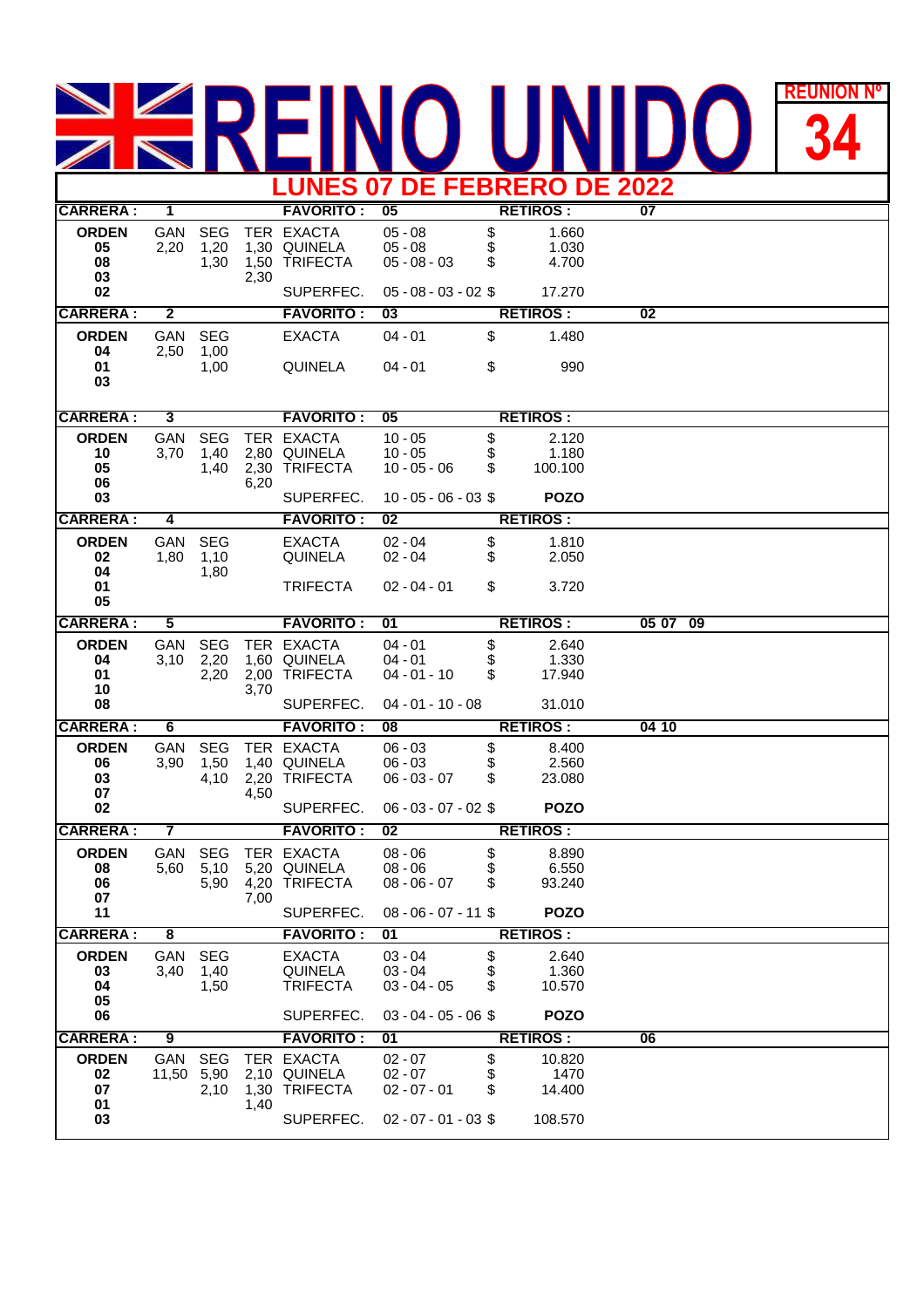# REINO UNIDO

**REUNION Nº 34**

## LUNES 07 DE FEBRERO DE 2022

**CARRERA : 1** — **FAVORITO :** 05 — **RETIROS :** 07

| ORDEN | GAN | SEG | TER | APUESTA | COMBINACIÓN | DIVIDENDO |
|---|---|---|---|---|---|---|
| 05 | 2,20 | 1,20 | 1,30 | EXACTA | 05 - 08 | $ 1.660 |
| 08 | | 1,30 | 1,50 | QUINELA | 05 - 08 | $ 1.030 |
| 03 | | | 2,30 | TRIFECTA | 05 - 08 - 03 | $ 4.700 |
| 02 | | | | SUPERFEC. | 05 - 08 - 03 - 02 | $ 17.270 |

**CARRERA : 2** — **FAVORITO :** 03 — **RETIROS :** 02

| ORDEN | GAN | SEG | APUESTA | COMBINACIÓN | DIVIDENDO |
|---|---|---|---|---|---|
| 04 | 2,50 | 1,00 | EXACTA | 04 - 01 | $ 1.480 |
| 01 | | 1,00 | QUINELA | 04 - 01 | $ 990 |
| 03 | | | | | |

**CARRERA : 3** — **FAVORITO :** 05 — **RETIROS :**

| ORDEN | GAN | SEG | TER | APUESTA | COMBINACIÓN | DIVIDENDO |
|---|---|---|---|---|---|---|
| 10 | 3,70 | 1,40 | 2,80 | EXACTA | 10 - 05 | $ 2.120 |
| 05 | | 1,40 | 2,30 | QUINELA | 10 - 05 | $ 1.180 |
| 06 | | | 6,20 | TRIFECTA | 10 - 05 - 06 | $ 100.100 |
| 03 | | | | SUPERFEC. | 10 - 05 - 06 - 03 | $ **POZO** |

**CARRERA : 4** — **FAVORITO :** 02 — **RETIROS :**

| ORDEN | GAN | SEG | APUESTA | COMBINACIÓN | DIVIDENDO |
|---|---|---|---|---|---|
| 02 | 1,80 | 1,10 | EXACTA | 02 - 04 | $ 1.810 |
| 04 | | 1,80 | QUINELA | 02 - 04 | $ 2.050 |
| 01 | | | TRIFECTA | 02 - 04 - 01 | $ 3.720 |
| 05 | | | | | |

**CARRERA : 5** — **FAVORITO :** 01 — **RETIROS :** 05 07 09

| ORDEN | GAN | SEG | TER | APUESTA | COMBINACIÓN | DIVIDENDO |
|---|---|---|---|---|---|---|
| 04 | 3,10 | 2,20 | 1,60 | EXACTA | 04 - 01 | $ 2.640 |
| 01 | | 2,20 | 2,00 | QUINELA | 04 - 01 | $ 1.330 |
| 10 | | | 3,70 | TRIFECTA | 04 - 01 - 10 | $ 17.940 |
| 08 | | | | SUPERFEC. | 04 - 01 - 10 - 08 | 31.010 |

**CARRERA : 6** — **FAVORITO :** 08 — **RETIROS :** 04 10

| ORDEN | GAN | SEG | TER | APUESTA | COMBINACIÓN | DIVIDENDO |
|---|---|---|---|---|---|---|
| 06 | 3,90 | 1,50 | 1,40 | EXACTA | 06 - 03 | $ 8.400 |
| 03 | | 4,10 | 2,20 | QUINELA | 06 - 03 | $ 2.560 |
| 07 | | | 4,50 | TRIFECTA | 06 - 03 - 07 | $ 23.080 |
| 02 | | | | SUPERFEC. | 06 - 03 - 07 - 02 | $ **POZO** |

**CARRERA : 7** — **FAVORITO :** 02 — **RETIROS :**

| ORDEN | GAN | SEG | TER | APUESTA | COMBINACIÓN | DIVIDENDO |
|---|---|---|---|---|---|---|
| 08 | 5,60 | 5,10 | 5,20 | EXACTA | 08 - 06 | $ 8.890 |
| 06 | | 5,90 | 4,20 | QUINELA | 08 - 06 | $ 6.550 |
| 07 | | | 7,00 | TRIFECTA | 08 - 06 - 07 | $ 93.240 |
| 11 | | | | SUPERFEC. | 08 - 06 - 07 - 11 | $ **POZO** |

**CARRERA : 8** — **FAVORITO :** 01 — **RETIROS :**

| ORDEN | GAN | SEG | APUESTA | COMBINACIÓN | DIVIDENDO |
|---|---|---|---|---|---|
| 03 | 3,40 | 1,40 | EXACTA | 03 - 04 | $ 2.640 |
| 04 | | 1,50 | QUINELA | 03 - 04 | $ 1.360 |
| 05 | | | TRIFECTA | 03 - 04 - 05 | $ 10.570 |
| 06 | | | SUPERFEC. | 03 - 04 - 05 - 06 | $ **POZO** |

**CARRERA : 9** — **FAVORITO :** 01 — **RETIROS :** 06

| ORDEN | GAN | SEG | TER | APUESTA | COMBINACIÓN | DIVIDENDO |
|---|---|---|---|---|---|---|
| 02 | 11,50 | 5,90 | 2,10 | EXACTA | 02 - 07 | $ 10.820 |
| 07 | | 2,10 | 1,30 | QUINELA | 02 - 07 | $ 1470 |
| 01 | | | 1,40 | TRIFECTA | 02 - 07 - 01 | $ 14.400 |
| 03 | | | | SUPERFEC. | 02 - 07 - 01 - 03 | $ 108.570 |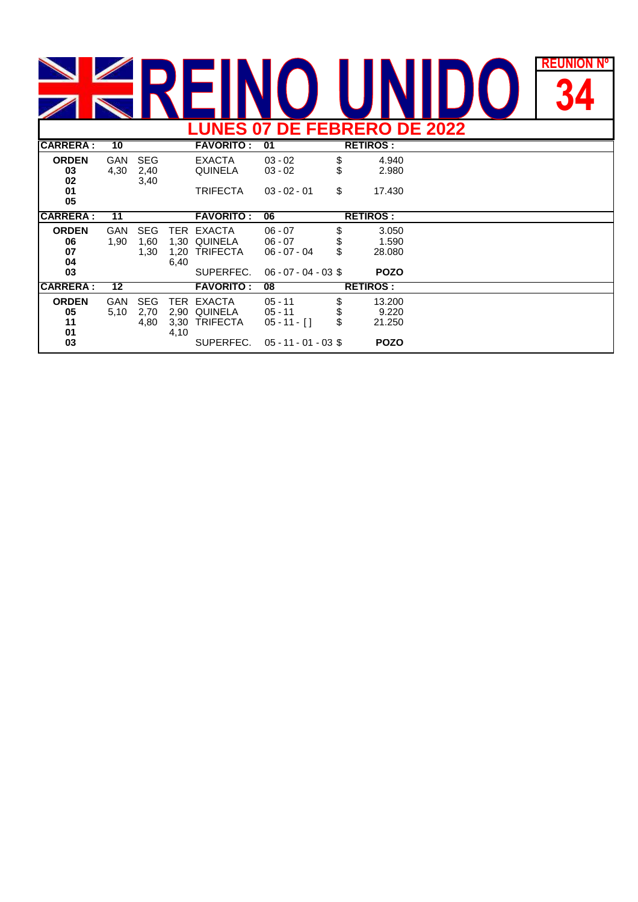# REINO UNIDO

**REUNION Nº 34**

## LUNES 07 DE FEBRERO DE 2022

| CARRERA : | 10 | | | FAVORITO : | 01 | | RETIROS : |
|---|---|---|---|---|---|---|---|
| **ORDEN** | GAN | SEG | | EXACTA | 03 - 02 | $ | 4.940 |
| **03** | 4,30 | 2,40 | | QUINELA | 03 - 02 | $ | 2.980 |
| **02** | | 3,40 | | | | | |
| **01** | | | | TRIFECTA | 03 - 02 - 01 | $ | 17.430 |
| **05** | | | | | | | |

| CARRERA : | 11 | | | FAVORITO : | 06 | | RETIROS : |
|---|---|---|---|---|---|---|---|
| **ORDEN** | GAN | SEG | TER | EXACTA | 06 - 07 | $ | 3.050 |
| **06** | 1,90 | 1,60 | 1,30 | QUINELA | 06 - 07 | $ | 1.590 |
| **07** | | 1,30 | 1,20 | TRIFECTA | 06 - 07 - 04 | $ | 28.080 |
| **04** | | | 6,40 | | | | |
| **03** | | | | SUPERFEC. | 06 - 07 - 04 - 03 | $ | **POZO** |

| CARRERA : | 12 | | | FAVORITO : | 08 | | RETIROS : |
|---|---|---|---|---|---|---|---|
| **ORDEN** | GAN | SEG | TER | EXACTA | 05 - 11 | $ | 13.200 |
| **05** | 5,10 | 2,70 | 2,90 | QUINELA | 05 - 11 | $ | 9.220 |
| **11** | | 4,80 | 3,30 | TRIFECTA | 05 - 11 - [ ] | $ | 21.250 |
| **01** | | | 4,10 | | | | |
| **03** | | | | SUPERFEC. | 05 - 11 - 01 - 03 | $ | **POZO** |